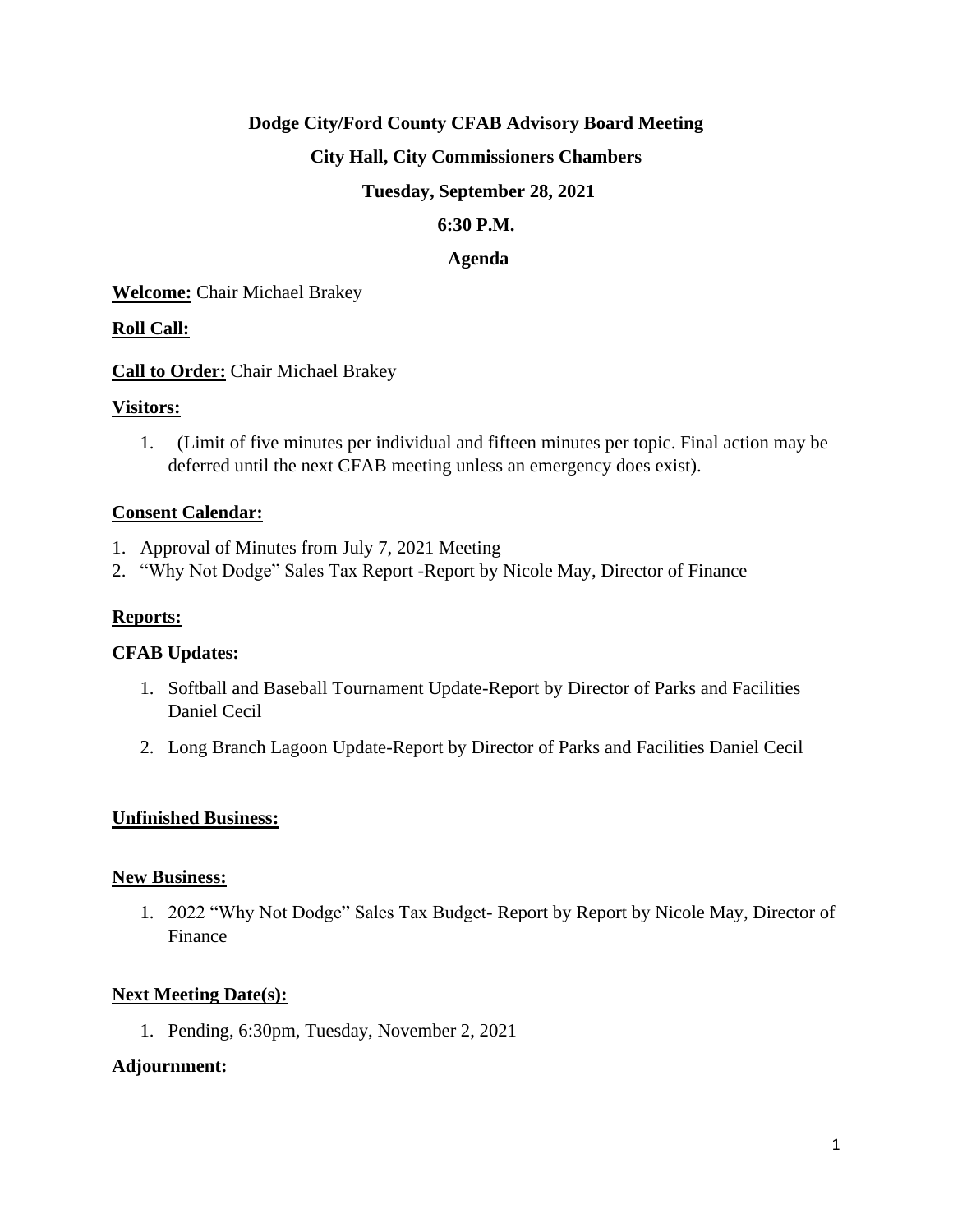# Dodge City/Ford County CFAB Advisory Board Meeting

## City Hall, City Commissioners Chambers

## Tuesday, September 28, 2021

## 6:30 P.M.

## Agenda

**Welcome:** Chair Michael Brakey

**Roll Call:**

**Call to Order:** Chair Michael Brakey

**Visitors:**

1. (Limit of five minutes per individual and fifteen minutes per topic. Final action may be deferred until the next CFAB meeting unless an emergency does exist).

**Consent Calendar:**

1. Approval of Minutes from July 7, 2021 Meeting
2. "Why Not Dodge" Sales Tax Report -Report by Nicole May, Director of Finance

**Reports:**

**CFAB Updates:**

1. Softball and Baseball Tournament Update-Report by Director of Parks and Facilities Daniel Cecil
2. Long Branch Lagoon Update-Report by Director of Parks and Facilities Daniel Cecil

**Unfinished Business:**

**New Business:**

1. 2022 "Why Not Dodge" Sales Tax Budget- Report by Report by Nicole May, Director of Finance

**Next Meeting Date(s):**

1. Pending, 6:30pm, Tuesday, November 2, 2021

**Adjournment:**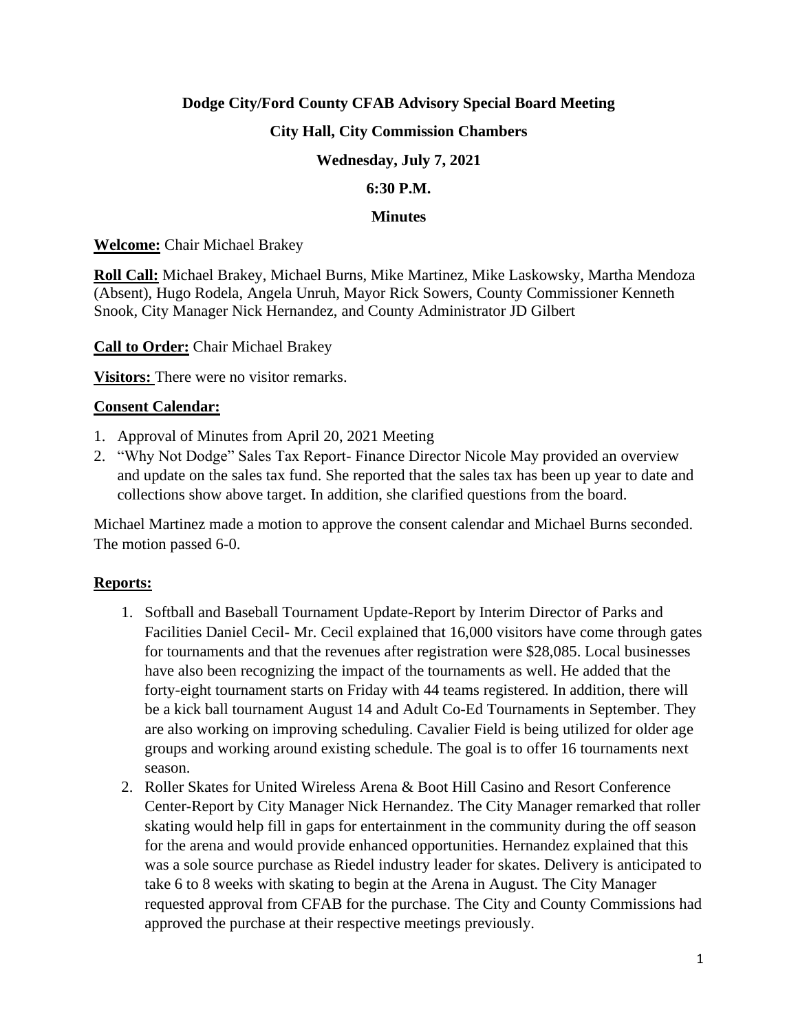**Dodge City/Ford County CFAB Advisory Special Board Meeting**

**City Hall, City Commission Chambers**

**Wednesday, July 7, 2021**

**6:30 P.M.**

**Minutes**

**Welcome:** Chair Michael Brakey

**Roll Call:** Michael Brakey, Michael Burns, Mike Martinez, Mike Laskowsky, Martha Mendoza (Absent), Hugo Rodela, Angela Unruh, Mayor Rick Sowers, County Commissioner Kenneth Snook, City Manager Nick Hernandez, and County Administrator JD Gilbert

**Call to Order:** Chair Michael Brakey

**Visitors:** There were no visitor remarks.

**Consent Calendar:**

1. Approval of Minutes from April 20, 2021 Meeting
2. "Why Not Dodge" Sales Tax Report- Finance Director Nicole May provided an overview and update on the sales tax fund. She reported that the sales tax has been up year to date and collections show above target. In addition, she clarified questions from the board.

Michael Martinez made a motion to approve the consent calendar and Michael Burns seconded. The motion passed 6-0.

**Reports:**

1. Softball and Baseball Tournament Update-Report by Interim Director of Parks and Facilities Daniel Cecil- Mr. Cecil explained that 16,000 visitors have come through gates for tournaments and that the revenues after registration were $28,085. Local businesses have also been recognizing the impact of the tournaments as well. He added that the forty-eight tournament starts on Friday with 44 teams registered. In addition, there will be a kick ball tournament August 14 and Adult Co-Ed Tournaments in September. They are also working on improving scheduling. Cavalier Field is being utilized for older age groups and working around existing schedule. The goal is to offer 16 tournaments next season.
2. Roller Skates for United Wireless Arena & Boot Hill Casino and Resort Conference Center-Report by City Manager Nick Hernandez. The City Manager remarked that roller skating would help fill in gaps for entertainment in the community during the off season for the arena and would provide enhanced opportunities. Hernandez explained that this was a sole source purchase as Riedel industry leader for skates. Delivery is anticipated to take 6 to 8 weeks with skating to begin at the Arena in August. The City Manager requested approval from CFAB for the purchase. The City and County Commissions had approved the purchase at their respective meetings previously.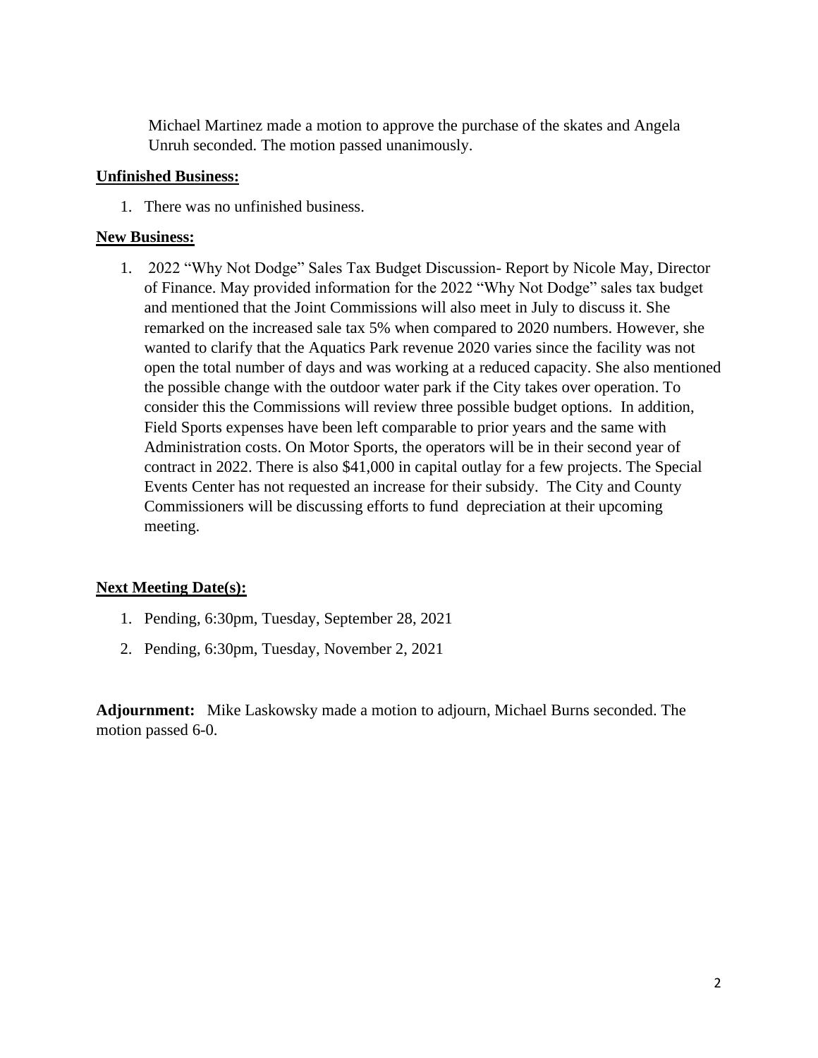Michael Martinez made a motion to approve the purchase of the skates and Angela Unruh seconded. The motion passed unanimously.

**Unfinished Business:**

1. There was no unfinished business.

**New Business:**

1. 2022 "Why Not Dodge" Sales Tax Budget Discussion- Report by Nicole May, Director of Finance. May provided information for the 2022 "Why Not Dodge" sales tax budget and mentioned that the Joint Commissions will also meet in July to discuss it. She remarked on the increased sale tax 5% when compared to 2020 numbers. However, she wanted to clarify that the Aquatics Park revenue 2020 varies since the facility was not open the total number of days and was working at a reduced capacity. She also mentioned the possible change with the outdoor water park if the City takes over operation. To consider this the Commissions will review three possible budget options. In addition, Field Sports expenses have been left comparable to prior years and the same with Administration costs. On Motor Sports, the operators will be in their second year of contract in 2022. There is also $41,000 in capital outlay for a few projects. The Special Events Center has not requested an increase for their subsidy. The City and County Commissioners will be discussing efforts to fund depreciation at their upcoming meeting.

**Next Meeting Date(s):**

1. Pending, 6:30pm, Tuesday, September 28, 2021
2. Pending, 6:30pm, Tuesday, November 2, 2021

**Adjournment:** Mike Laskowsky made a motion to adjourn, Michael Burns seconded. The motion passed 6-0.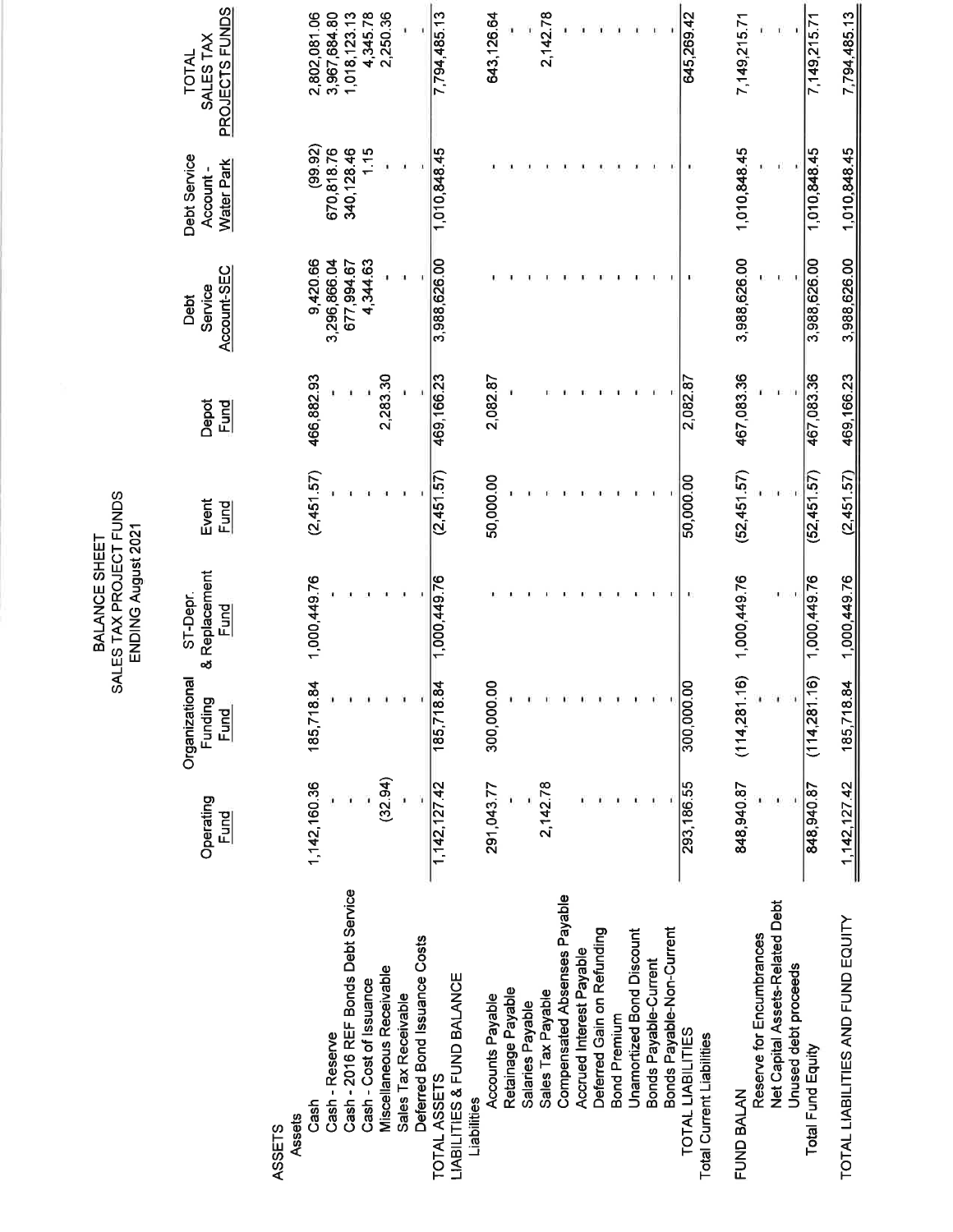# BALANCE SHEET
## SALES TAX PROJECT FUNDS
### ENDING August 2021

| | Operating Fund | Organizational Funding Fund | ST-Depr. & Replacement Fund | Event Fund | Depot Fund | Debt Service Account-SEC | Debt Service Account - Water Park | TOTAL SALES TAX PROJECTS FUNDS |
|---|---|---|---|---|---|---|---|---|
| **ASSETS** | | | | | | | | |
| Assets | | | | | | | | |
| Cash | 1,142,160.36 | 185,718.84 | 1,000,449.76 | (2,451.57) | 466,882.93 | 9,420.66 | (99.92) | 2,802,081.06 |
| Cash - Reserve | - | - | - | - | - | 3,296,866.04 | 670,818.76 | 3,967,684.80 |
| Cash - 2016 REF Bonds Debt Service | - | - | - | - | - | 677,994.67 | 340,128.46 | 1,018,123.13 |
| Cash - Cost of Issuance | - | - | - | - | - | 4,344.63 | 1.15 | 4,345.78 |
| Miscellaneous Receivable | (32.94) | - | - | - | 2,283.30 | - | - | 2,250.36 |
| Sales Tax Receivable | - | - | - | - | - | - | - | - |
| Deferred Bond Issuance Costs | - | - | - | - | - | - | - | - |
| TOTAL ASSETS | 1,142,127.42 | 185,718.84 | 1,000,449.76 | (2,451.57) | 469,166.23 | 3,988,626.00 | 1,010,848.45 | 7,794,485.13 |
| **LIABILITIES & FUND BALANCE** | | | | | | | | |
| Liabilities | | | | | | | | |
| Accounts Payable | 291,043.77 | 300,000.00 | - | 50,000.00 | 2,082.87 | - | - | 643,126.64 |
| Retainage Payable | - | - | - | - | - | - | - | - |
| Salaries Payable | - | - | - | - | - | - | - | - |
| Sales Tax Payable | 2,142.78 | - | - | - | - | - | - | 2,142.78 |
| Compensated Absenses Payable | - | - | - | - | - | - | - | - |
| Accrued Interest Payable | - | - | - | - | - | - | - | - |
| Deferred Gain on Refunding | - | - | - | - | - | - | - | - |
| Bond Premium | - | - | - | - | - | - | - | - |
| Unamortized Bond Discount | - | - | - | - | - | - | - | - |
| Bonds Payable-Current | - | - | - | - | - | - | - | - |
| Bonds Payable-Non-Current | - | - | - | - | - | - | - | - |
| TOTAL LIABILITIES | 293,186.55 | 300,000.00 | - | 50,000.00 | 2,082.87 | - | - | 645,269.42 |
| Total Current Liabilities | | | | | | | | |
| **FUND BALAN** | 848,940.87 | (114,281.16) | 1,000,449.76 | (52,451.57) | 467,083.36 | 3,988,626.00 | 1,010,848.45 | 7,149,215.71 |
| Reserve for Encumbrances | - | - | - | - | - | - | - | - |
| Net Capital Assets-Related Debt | - | - | - | - | - | - | - | - |
| Unused debt proceeds | - | - | - | - | - | - | - | - |
| Total Fund Equity | 848,940.87 | (114,281.16) | 1,000,449.76 | (52,451.57) | 467,083.36 | 3,988,626.00 | 1,010,848.45 | 7,149,215.71 |
| TOTAL LIABILITIES AND FUND EQUITY | 1,142,127.42 | 185,718.84 | 1,000,449.76 | (2,451.57) | 469,166.23 | 3,988,626.00 | 1,010,848.45 | 7,794,485.13 |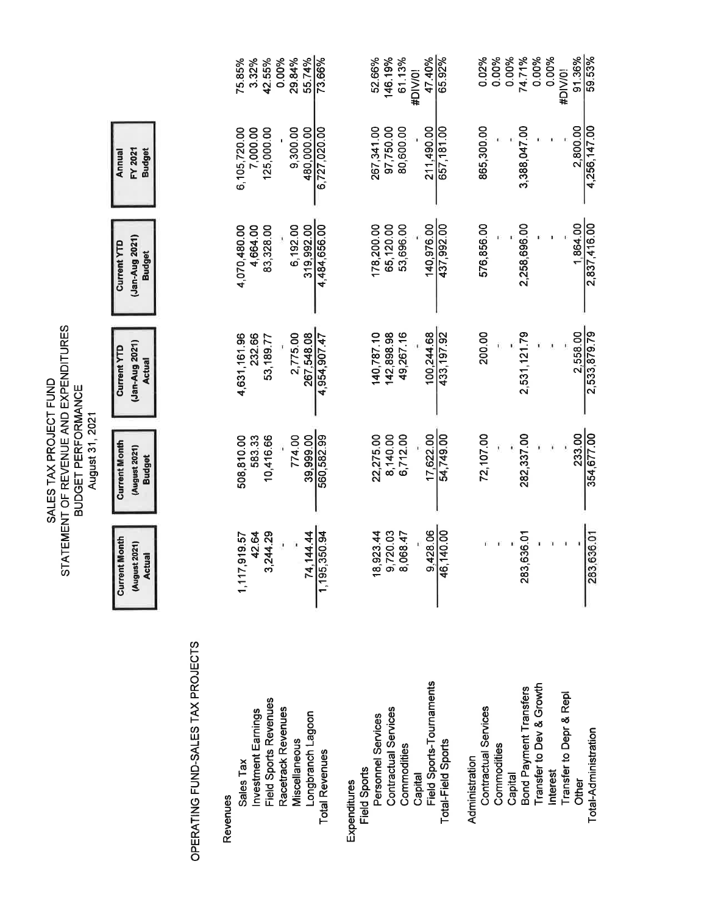# SALES TAX PROJECT FUND
## STATEMENT OF REVENUE AND EXPENDITURES
## BUDGET PERFORMANCE
## August 31, 2021

OPERATING FUND-SALES TAX PROJECTS

| | Current Month (August 2021) Actual | Current Month (August 2021) Budget | Current YTD (Jan-Aug 2021) Actual | Current YTD (Jan-Aug 2021) Budget | Annual FY 2021 Budget | |
|---|---|---|---|---|---|---|
| **Revenues** | | | | | | |
| Sales Tax | 1,117,919.57 | 508,810.00 | 4,631,161.96 | 4,070,480.00 | 6,105,720.00 | 75.85% |
| Investment Earnings | 42.64 | 583.33 | 232.66 | 4,664.00 | 7,000.00 | 3.32% |
| Field Sports Revenues | 3,244.29 | 10,416.66 | 53,189.77 | 83,328.00 | 125,000.00 | 42.55% |
| Racetrack Revenues | - | - | - | - | - | 0.00% |
| Miscellaneous | - | 774.00 | 2,775.00 | 6,192.00 | 9,300.00 | 29.84% |
| Longbranch Lagoon | 74,144.44 | 39,999.00 | 267,548.08 | 319,992.00 | 480,000.00 | 55.74% |
| Total Revenues | 1,195,350.94 | 560,582.99 | 4,954,907.47 | 4,484,656.00 | 6,727,020.00 | 73.66% |
| **Expenditures** | | | | | | |
| Field Sports | | | | | | |
| Personnel Services | 18,923.44 | 22,275.00 | 140,787.10 | 178,200.00 | 267,341.00 | 52.66% |
| Contractual Services | 9,720.03 | 8,140.00 | 142,898.98 | 65,120.00 | 97,750.00 | 146.19% |
| Commodities | 8,068.47 | 6,712.00 | 49,267.16 | 53,696.00 | 80,600.00 | 61.13% |
| Capital | - | - | - | - | - | #DIV/0! |
| Field Sports-Tournaments | 9,428.06 | 17,622.00 | 100,244.68 | 140,976.00 | 211,490.00 | 47.40% |
| Total-Field Sports | 46,140.00 | 54,749.00 | 433,197.92 | 437,992.00 | 657,181.00 | 65.92% |
| Administration | | | | | | |
| Contractual Services | - | 72,107.00 | 200.00 | 576,856.00 | 865,300.00 | 0.02% |
| Commodities | - | - | - | - | - | 0.00% |
| Capital | - | - | - | - | - | 0.00% |
| Bond Payment Transfers | 283,636.01 | 282,337.00 | 2,531,121.79 | 2,258,696.00 | 3,388,047.00 | 74.71% |
| Transfer to Dev & Growth | - | - | - | - | - | 0.00% |
| Interest | - | - | - | - | - | 0.00% |
| Transfer to Depr & Repl | - | - | - | - | - | #DIV/0! |
| Other | - | 233.00 | 2,558.00 | 1,864.00 | 2,800.00 | 91.36% |
| Total-Administration | 283,636.01 | 354,677.00 | 2,533,879.79 | 2,837,416.00 | 4,256,147.00 | 59.53% |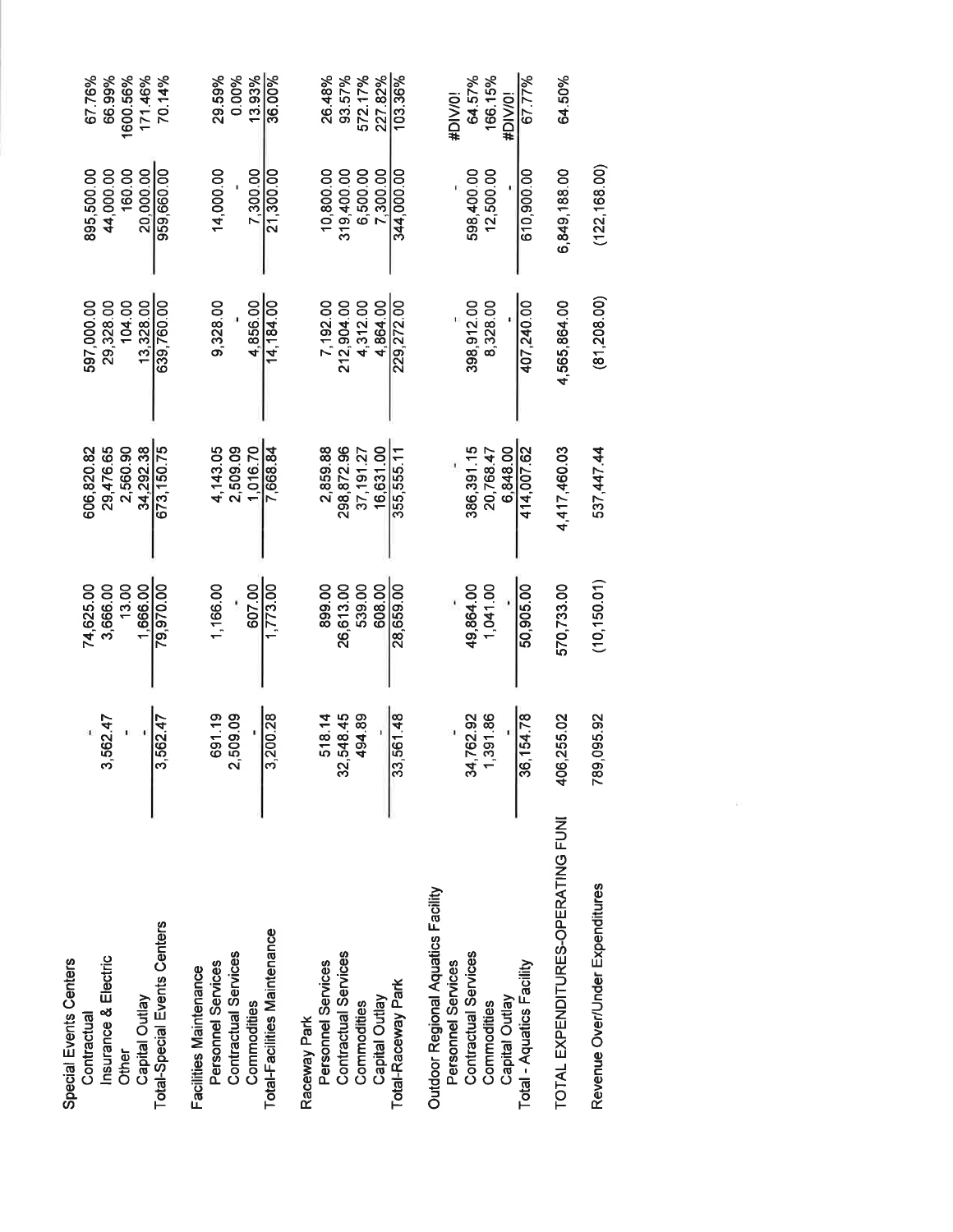| | | | | | | |
|---|---|---|---|---|---|---|
| **Special Events Centers** | | | | | | |
| Contractual | - | 74,625.00 | 606,820.82 | 597,000.00 | 895,500.00 | 67.76% |
| Insurance & Electric | 3,562.47 | 3,666.00 | 29,476.65 | 29,328.00 | 44,000.00 | 66.99% |
| Other | - | 13.00 | 2,560.90 | 104.00 | 160.00 | 1600.56% |
| Capital Outlay | - | 1,666.00 | 34,292.38 | 13,328.00 | 20,000.00 | 171.46% |
| Total-Special Events Centers | 3,562.47 | 79,970.00 | 673,150.75 | 639,760.00 | 959,660.00 | 70.14% |
| **Facilities Maintenance** | | | | | | |
| Personnel Services | 691.19 | 1,166.00 | 4,143.05 | 9,328.00 | 14,000.00 | 29.59% |
| Contractual Services | 2,509.09 | - | 2,509.09 | - | - | 0.00% |
| Commodities | - | 607.00 | 1,016.70 | 4,856.00 | 7,300.00 | 13.93% |
| Total-Facilities Maintenance | 3,200.28 | 1,773.00 | 7,668.84 | 14,184.00 | 21,300.00 | 36.00% |
| **Raceway Park** | | | | | | |
| Personnel Services | 518.14 | 899.00 | 2,859.88 | 7,192.00 | 10,800.00 | 26.48% |
| Contractual Services | 32,548.45 | 26,613.00 | 298,872.96 | 212,904.00 | 319,400.00 | 93.57% |
| Commodities | 494.89 | 539.00 | 37,191.27 | 4,312.00 | 6,500.00 | 572.17% |
| Capital Outlay | - | 608.00 | 16,631.00 | 4,864.00 | 7,300.00 | 227.82% |
| Total-Raceway Park | 33,561.48 | 28,659.00 | 355,555.11 | 229,272.00 | 344,000.00 | 103.36% |
| **Outdoor Regional Aquatics Facility** | | | | | | |
| Personnel Services | - | - | - | - | - | #DIV/0! |
| Contractual Services | 34,762.92 | 49,864.00 | 386,391.15 | 398,912.00 | 598,400.00 | 64.57% |
| Commodities | 1,391.86 | 1,041.00 | 20,768.47 | 8,328.00 | 12,500.00 | 166.15% |
| Capital Outlay | - | - | 6,848.00 | - | - | #DIV/0! |
| Total - Aquatics Facility | 36,154.78 | 50,905.00 | 414,007.62 | 407,240.00 | 610,900.00 | 67.77% |
| TOTAL EXPENDITURES-OPERATING FUNI | 406,255.02 | 570,733.00 | 4,417,460.03 | 4,565,864.00 | 6,849,188.00 | 64.50% |
| Revenue Over/Under Expenditures | 789,095.92 | (10,150.01) | 537,447.44 | (81,208.00) | (122,168.00) | |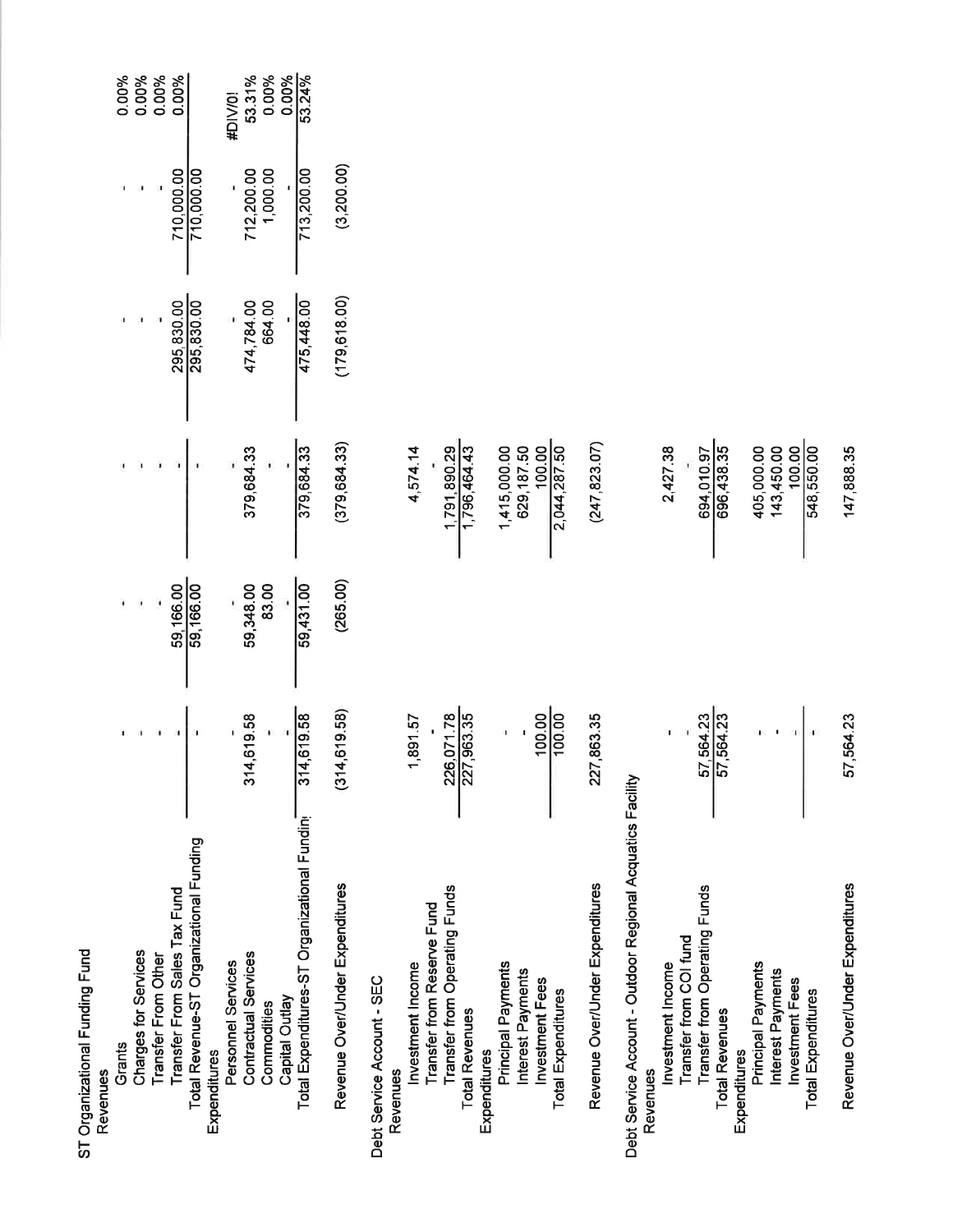| | | | | | | |
|---|---|---|---|---|---|---|
| **ST Organizational Funding Fund** | | | | | | |
| Revenues | | | | | | |
| Grants | - | - | - | - | - | 0.00% |
| Charges for Services | - | - | - | - | - | 0.00% |
| Transfer From Other | - | - | - | - | - | 0.00% |
| Transfer From Sales Tax Fund | - | 59,166.00 | - | 295,830.00 | 710,000.00 | 0.00% |
| Total Revenue-ST Organizational Funding | - | 59,166.00 | - | 295,830.00 | 710,000.00 | |
| Expenditures | | | | | | |
| Personnel Services | - | - | - | - | - | #DIV/0! |
| Contractual Services | 314,619.58 | 59,348.00 | 379,684.33 | 474,784.00 | 712,200.00 | 53.31% |
| Commodities | - | 83.00 | - | 664.00 | 1,000.00 | 0.00% |
| Capital Outlay | - | - | - | - | - | 0.00% |
| Total Expenditures-ST Organizational Fundin | 314,619.58 | 59,431.00 | 379,684.33 | 475,448.00 | 713,200.00 | 53.24% |
| Revenue Over/Under Expenditures | (314,619.58) | (265.00) | (379,684.33) | (179,618.00) | (3,200.00) | |
| **Debt Service Account - SEC** | | | | | | |
| Revenues | | | | | | |
| Investment Income | 1,891.57 | | 4,574.14 | | | |
| Transfer from Reserve Fund | - | | - | | | |
| Transfer from Operating Funds | 226,071.78 | | 1,791,890.29 | | | |
| Total Revenues | 227,963.35 | | 1,796,464.43 | | | |
| Expenditures | | | | | | |
| Principal Payments | - | | 1,415,000.00 | | | |
| Interest Payments | - | | 629,187.50 | | | |
| Investment Fees | 100.00 | | 100.00 | | | |
| Total Expenditures | 100.00 | | 2,044,287.50 | | | |
| Revenue Over/Under Expenditures | 227,863.35 | | (247,823.07) | | | |
| **Debt Service Account - Outdoor Regional Acquatics Facility** | | | | | | |
| Revenues | | | | | | |
| Investment Income | - | | 2,427.38 | | | |
| Transfer from COI fund | - | | - | | | |
| Transfer from Operating Funds | 57,564.23 | | 694,010.97 | | | |
| Total Revenues | 57,564.23 | | 696,438.35 | | | |
| Expenditures | | | | | | |
| Principal Payments | - | | 405,000.00 | | | |
| Interest Payments | - | | 143,450.00 | | | |
| Investment Fees | - | | 100.00 | | | |
| Total Expenditures | - | | 548,550.00 | | | |
| Revenue Over/Under Expenditures | 57,564.23 | | 147,888.35 | | | |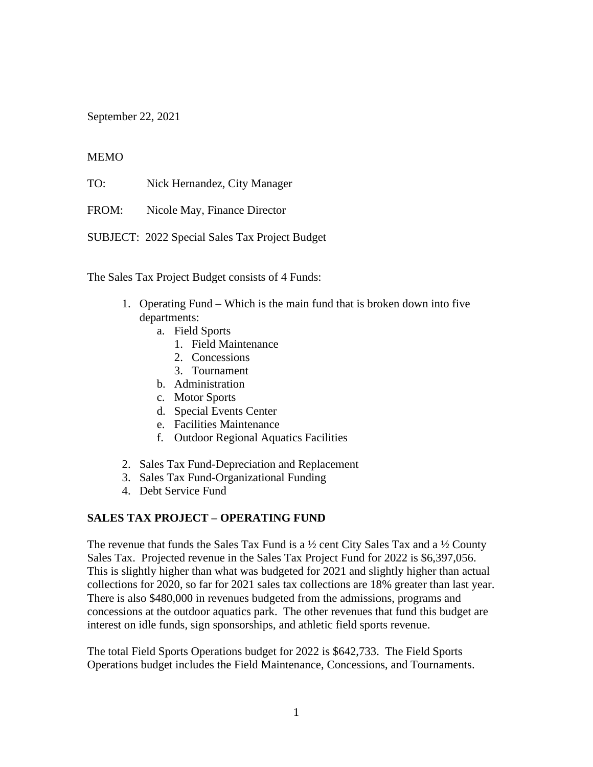September 22, 2021

MEMO

TO: Nick Hernandez, City Manager

FROM: Nicole May, Finance Director

SUBJECT: 2022 Special Sales Tax Project Budget

The Sales Tax Project Budget consists of 4 Funds:

1. Operating Fund – Which is the main fund that is broken down into five departments:
    a. Field Sports
        1. Field Maintenance
        2. Concessions
        3. Tournament
    b. Administration
    c. Motor Sports
    d. Special Events Center
    e. Facilities Maintenance
    f. Outdoor Regional Aquatics Facilities

2. Sales Tax Fund-Depreciation and Replacement
3. Sales Tax Fund-Organizational Funding
4. Debt Service Fund

**SALES TAX PROJECT – OPERATING FUND**

The revenue that funds the Sales Tax Fund is a ½ cent City Sales Tax and a ½ County Sales Tax. Projected revenue in the Sales Tax Project Fund for 2022 is $6,397,056. This is slightly higher than what was budgeted for 2021 and slightly higher than actual collections for 2020, so far for 2021 sales tax collections are 18% greater than last year. There is also $480,000 in revenues budgeted from the admissions, programs and concessions at the outdoor aquatics park. The other revenues that fund this budget are interest on idle funds, sign sponsorships, and athletic field sports revenue.

The total Field Sports Operations budget for 2022 is $642,733. The Field Sports Operations budget includes the Field Maintenance, Concessions, and Tournaments.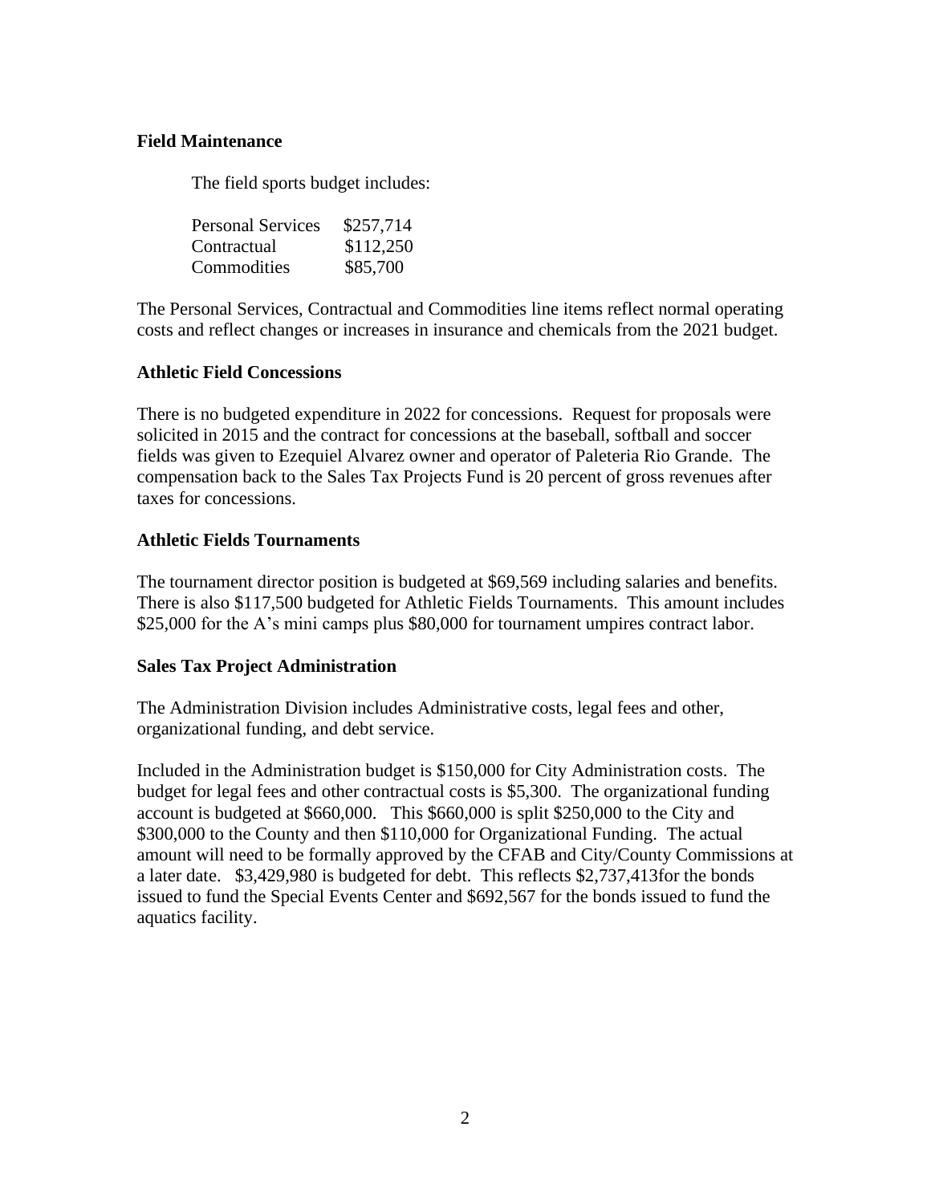**Field Maintenance**

The field sports budget includes:

| | |
|---|---|
| Personal Services | $257,714 |
| Contractual | $112,250 |
| Commodities | $85,700 |

The Personal Services, Contractual and Commodities line items reflect normal operating costs and reflect changes or increases in insurance and chemicals from the 2021 budget.

**Athletic Field Concessions**

There is no budgeted expenditure in 2022 for concessions. Request for proposals were solicited in 2015 and the contract for concessions at the baseball, softball and soccer fields was given to Ezequiel Alvarez owner and operator of Paleteria Rio Grande. The compensation back to the Sales Tax Projects Fund is 20 percent of gross revenues after taxes for concessions.

**Athletic Fields Tournaments**

The tournament director position is budgeted at $69,569 including salaries and benefits. There is also $117,500 budgeted for Athletic Fields Tournaments. This amount includes $25,000 for the A's mini camps plus $80,000 for tournament umpires contract labor.

**Sales Tax Project Administration**

The Administration Division includes Administrative costs, legal fees and other, organizational funding, and debt service.

Included in the Administration budget is $150,000 for City Administration costs. The budget for legal fees and other contractual costs is $5,300. The organizational funding account is budgeted at $660,000. This $660,000 is split $250,000 to the City and $300,000 to the County and then $110,000 for Organizational Funding. The actual amount will need to be formally approved by the CFAB and City/County Commissions at a later date. $3,429,980 is budgeted for debt. This reflects $2,737,413for the bonds issued to fund the Special Events Center and $692,567 for the bonds issued to fund the aquatics facility.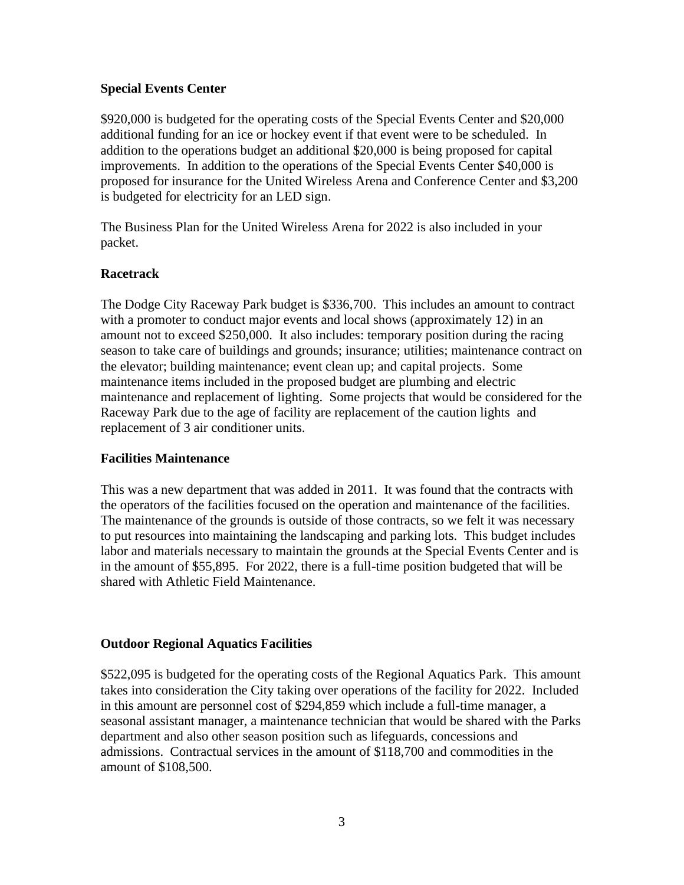**Special Events Center**

$920,000 is budgeted for the operating costs of the Special Events Center and $20,000 additional funding for an ice or hockey event if that event were to be scheduled. In addition to the operations budget an additional $20,000 is being proposed for capital improvements. In addition to the operations of the Special Events Center $40,000 is proposed for insurance for the United Wireless Arena and Conference Center and $3,200 is budgeted for electricity for an LED sign.

The Business Plan for the United Wireless Arena for 2022 is also included in your packet.

**Racetrack**

The Dodge City Raceway Park budget is $336,700. This includes an amount to contract with a promoter to conduct major events and local shows (approximately 12) in an amount not to exceed $250,000. It also includes: temporary position during the racing season to take care of buildings and grounds; insurance; utilities; maintenance contract on the elevator; building maintenance; event clean up; and capital projects. Some maintenance items included in the proposed budget are plumbing and electric maintenance and replacement of lighting. Some projects that would be considered for the Raceway Park due to the age of facility are replacement of the caution lights and replacement of 3 air conditioner units.

**Facilities Maintenance**

This was a new department that was added in 2011. It was found that the contracts with the operators of the facilities focused on the operation and maintenance of the facilities. The maintenance of the grounds is outside of those contracts, so we felt it was necessary to put resources into maintaining the landscaping and parking lots. This budget includes labor and materials necessary to maintain the grounds at the Special Events Center and is in the amount of $55,895. For 2022, there is a full-time position budgeted that will be shared with Athletic Field Maintenance.

**Outdoor Regional Aquatics Facilities**

$522,095 is budgeted for the operating costs of the Regional Aquatics Park. This amount takes into consideration the City taking over operations of the facility for 2022. Included in this amount are personnel cost of $294,859 which include a full-time manager, a seasonal assistant manager, a maintenance technician that would be shared with the Parks department and also other season position such as lifeguards, concessions and admissions. Contractual services in the amount of $118,700 and commodities in the amount of $108,500.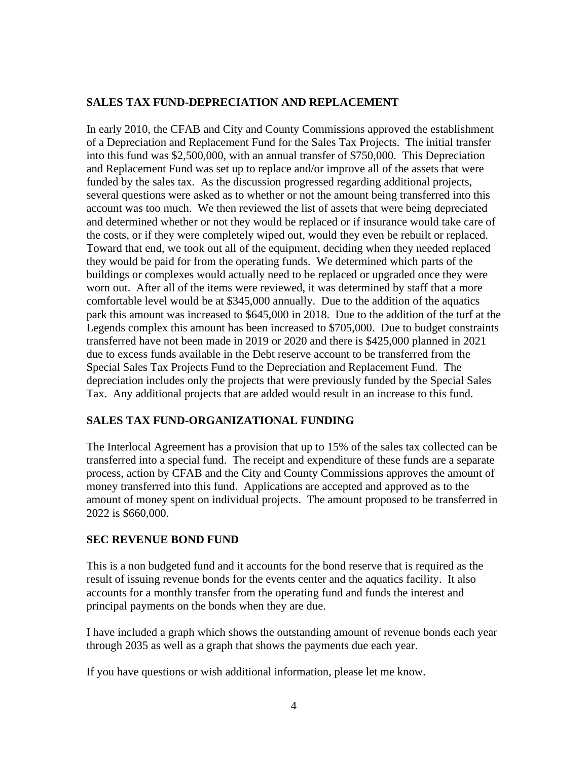## SALES TAX FUND-DEPRECIATION AND REPLACEMENT

In early 2010, the CFAB and City and County Commissions approved the establishment of a Depreciation and Replacement Fund for the Sales Tax Projects. The initial transfer into this fund was $2,500,000, with an annual transfer of $750,000. This Depreciation and Replacement Fund was set up to replace and/or improve all of the assets that were funded by the sales tax. As the discussion progressed regarding additional projects, several questions were asked as to whether or not the amount being transferred into this account was too much. We then reviewed the list of assets that were being depreciated and determined whether or not they would be replaced or if insurance would take care of the costs, or if they were completely wiped out, would they even be rebuilt or replaced. Toward that end, we took out all of the equipment, deciding when they needed replaced they would be paid for from the operating funds. We determined which parts of the buildings or complexes would actually need to be replaced or upgraded once they were worn out. After all of the items were reviewed, it was determined by staff that a more comfortable level would be at $345,000 annually. Due to the addition of the aquatics park this amount was increased to $645,000 in 2018. Due to the addition of the turf at the Legends complex this amount has been increased to $705,000. Due to budget constraints transferred have not been made in 2019 or 2020 and there is $425,000 planned in 2021 due to excess funds available in the Debt reserve account to be transferred from the Special Sales Tax Projects Fund to the Depreciation and Replacement Fund. The depreciation includes only the projects that were previously funded by the Special Sales Tax. Any additional projects that are added would result in an increase to this fund.

## SALES TAX FUND-ORGANIZATIONAL FUNDING

The Interlocal Agreement has a provision that up to 15% of the sales tax collected can be transferred into a special fund. The receipt and expenditure of these funds are a separate process, action by CFAB and the City and County Commissions approves the amount of money transferred into this fund. Applications are accepted and approved as to the amount of money spent on individual projects. The amount proposed to be transferred in 2022 is $660,000.

## SEC REVENUE BOND FUND

This is a non budgeted fund and it accounts for the bond reserve that is required as the result of issuing revenue bonds for the events center and the aquatics facility. It also accounts for a monthly transfer from the operating fund and funds the interest and principal payments on the bonds when they are due.

I have included a graph which shows the outstanding amount of revenue bonds each year through 2035 as well as a graph that shows the payments due each year.

If you have questions or wish additional information, please let me know.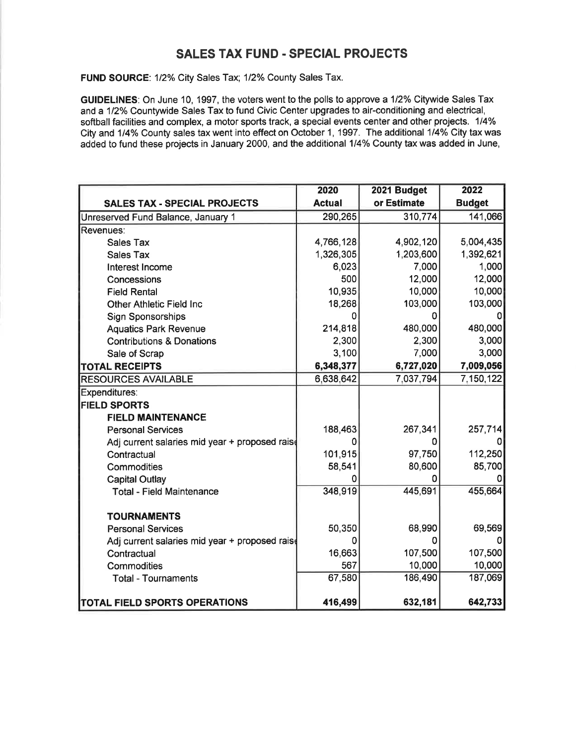# SALES TAX FUND - SPECIAL PROJECTS

**FUND SOURCE**: 1/2% City Sales Tax; 1/2% County Sales Tax.

**GUIDELINES**: On June 10, 1997, the voters went to the polls to approve a 1/2% Citywide Sales Tax and a 1/2% Countywide Sales Tax to fund Civic Center upgrades to air-conditioning and electrical, softball facilities and complex, a motor sports track, a special events center and other projects. 1/4% City and 1/4% County sales tax went into effect on October 1, 1997. The additional 1/4% City tax was added to fund these projects in January 2000, and the additional 1/4% County tax was added in June,

| SALES TAX - SPECIAL PROJECTS | 2020 Actual | 2021 Budget or Estimate | 2022 Budget |
|---|---|---|---|
| Unreserved Fund Balance, January 1 | 290,265 | 310,774 | 141,066 |
| Revenues: | | | |
| Sales Tax | 4,766,128 | 4,902,120 | 5,004,435 |
| Sales Tax | 1,326,305 | 1,203,600 | 1,392,621 |
| Interest Income | 6,023 | 7,000 | 1,000 |
| Concessions | 500 | 12,000 | 12,000 |
| Field Rental | 10,935 | 10,000 | 10,000 |
| Other Athletic Field Inc | 18,268 | 103,000 | 103,000 |
| Sign Sponsorships | 0 | 0 | 0 |
| Aquatics Park Revenue | 214,818 | 480,000 | 480,000 |
| Contributions & Donations | 2,300 | 2,300 | 3,000 |
| Sale of Scrap | 3,100 | 7,000 | 3,000 |
| **TOTAL RECEIPTS** | **6,348,377** | **6,727,020** | **7,009,056** |
| RESOURCES AVAILABLE | 6,638,642 | 7,037,794 | 7,150,122 |
| Expenditures: | | | |
| **FIELD SPORTS** | | | |
| **FIELD MAINTENANCE** | | | |
| Personal Services | 188,463 | 267,341 | 257,714 |
| Adj current salaries mid year + proposed raise | 0 | 0 | 0 |
| Contractual | 101,915 | 97,750 | 112,250 |
| Commodities | 58,541 | 80,600 | 85,700 |
| Capital Outlay | 0 | 0 | 0 |
| Total - Field Maintenance | 348,919 | 445,691 | 455,664 |
| **TOURNAMENTS** | | | |
| Personal Services | 50,350 | 68,990 | 69,569 |
| Adj current salaries mid year + proposed raise | 0 | 0 | 0 |
| Contractual | 16,663 | 107,500 | 107,500 |
| Commodities | 567 | 10,000 | 10,000 |
| Total - Tournaments | 67,580 | 186,490 | 187,069 |
| **TOTAL FIELD SPORTS OPERATIONS** | **416,499** | **632,181** | **642,733** |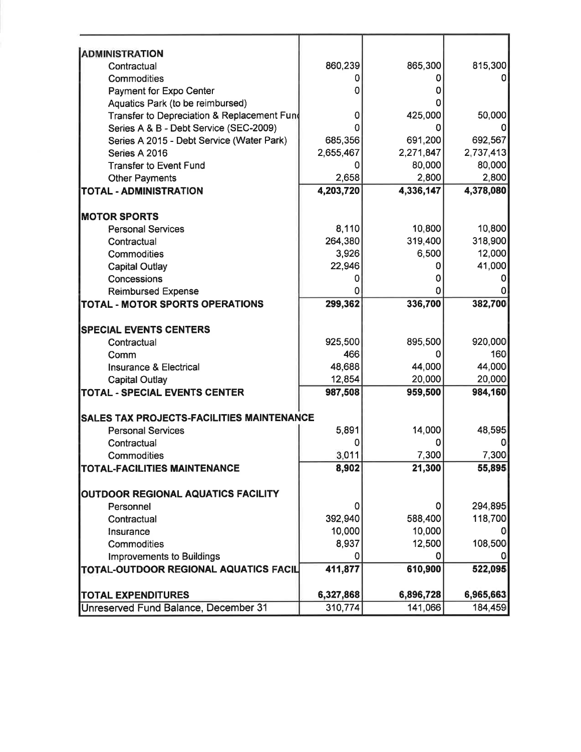| | | | |
|---|---|---|---|
| **ADMINISTRATION** | | | |
| Contractual | 860,239 | 865,300 | 815,300 |
| Commodities | 0 | 0 | 0 |
| Payment for Expo Center | 0 | 0 | |
| Aquatics Park (to be reimbursed) | | 0 | |
| Transfer to Depreciation & Replacement Fund | 0 | 425,000 | 50,000 |
| Series A & B - Debt Service (SEC-2009) | 0 | 0 | 0 |
| Series A 2015 - Debt Service (Water Park) | 685,356 | 691,200 | 692,567 |
| Series A 2016 | 2,655,467 | 2,271,847 | 2,737,413 |
| Transfer to Event Fund | 0 | 80,000 | 80,000 |
| Other Payments | 2,658 | 2,800 | 2,800 |
| **TOTAL - ADMINISTRATION** | **4,203,720** | **4,336,147** | **4,378,080** |
| | | | |
| **MOTOR SPORTS** | | | |
| Personal Services | 8,110 | 10,800 | 10,800 |
| Contractual | 264,380 | 319,400 | 318,900 |
| Commodities | 3,926 | 6,500 | 12,000 |
| Capital Outlay | 22,946 | 0 | 41,000 |
| Concessions | 0 | 0 | 0 |
| Reimbursed Expense | 0 | 0 | 0 |
| **TOTAL - MOTOR SPORTS OPERATIONS** | **299,362** | **336,700** | **382,700** |
| | | | |
| **SPECIAL EVENTS CENTERS** | | | |
| Contractual | 925,500 | 895,500 | 920,000 |
| Comm | 466 | 0 | 160 |
| Insurance & Electrical | 48,688 | 44,000 | 44,000 |
| Capital Outlay | 12,854 | 20,000 | 20,000 |
| **TOTAL - SPECIAL EVENTS CENTER** | **987,508** | **959,500** | **984,160** |
| | | | |
| **SALES TAX PROJECTS-FACILITIES MAINTENANCE** | | | |
| Personal Services | 5,891 | 14,000 | 48,595 |
| Contractual | 0 | 0 | 0 |
| Commodities | 3,011 | 7,300 | 7,300 |
| **TOTAL-FACILITIES MAINTENANCE** | **8,902** | **21,300** | **55,895** |
| | | | |
| **OUTDOOR REGIONAL AQUATICS FACILITY** | | | |
| Personnel | 0 | 0 | 294,895 |
| Contractual | 392,940 | 588,400 | 118,700 |
| Insurance | 10,000 | 10,000 | 0 |
| Commodities | 8,937 | 12,500 | 108,500 |
| Improvements to Buildings | 0 | 0 | 0 |
| **TOTAL-OUTDOOR REGIONAL AQUATICS FACIL** | **411,877** | **610,900** | **522,095** |
| | | | |
| **TOTAL EXPENDITURES** | **6,327,868** | **6,896,728** | **6,965,663** |
| Unreserved Fund Balance, December 31 | 310,774 | 141,066 | 184,459 |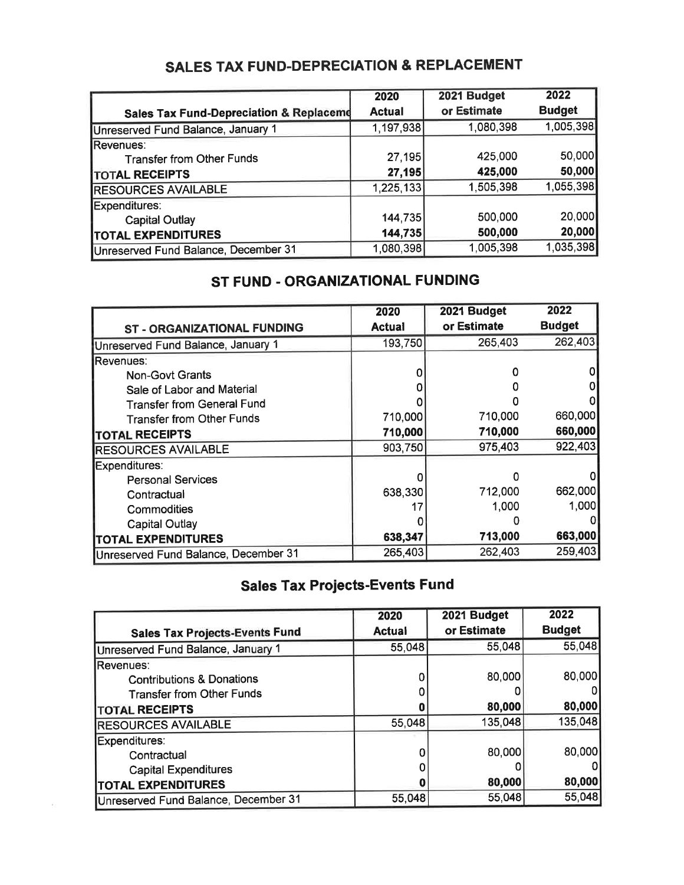## SALES TAX FUND-DEPRECIATION & REPLACEMENT

| Sales Tax Fund-Depreciation & Replaceme | 2020 Actual | 2021 Budget or Estimate | 2022 Budget |
|---|---|---|---|
| Unreserved Fund Balance, January 1 | 1,197,938 | 1,080,398 | 1,005,398 |
| Revenues: | | | |
| Transfer from Other Funds | 27,195 | 425,000 | 50,000 |
| **TOTAL RECEIPTS** | **27,195** | **425,000** | **50,000** |
| RESOURCES AVAILABLE | 1,225,133 | 1,505,398 | 1,055,398 |
| Expenditures: | | | |
| Capital Outlay | 144,735 | 500,000 | 20,000 |
| **TOTAL EXPENDITURES** | **144,735** | **500,000** | **20,000** |
| Unreserved Fund Balance, December 31 | 1,080,398 | 1,005,398 | 1,035,398 |

## ST FUND - ORGANIZATIONAL FUNDING

| ST - ORGANIZATIONAL FUNDING | 2020 Actual | 2021 Budget or Estimate | 2022 Budget |
|---|---|---|---|
| Unreserved Fund Balance, January 1 | 193,750 | 265,403 | 262,403 |
| Revenues: | | | |
| Non-Govt Grants | 0 | 0 | 0 |
| Sale of Labor and Material | 0 | 0 | 0 |
| Transfer from General Fund | 0 | 0 | 0 |
| Transfer from Other Funds | 710,000 | 710,000 | 660,000 |
| **TOTAL RECEIPTS** | **710,000** | **710,000** | **660,000** |
| RESOURCES AVAILABLE | 903,750 | 975,403 | 922,403 |
| Expenditures: | | | |
| Personal Services | 0 | 0 | 0 |
| Contractual | 638,330 | 712,000 | 662,000 |
| Commodities | 17 | 1,000 | 1,000 |
| Capital Outlay | 0 | 0 | 0 |
| **TOTAL EXPENDITURES** | **638,347** | **713,000** | **663,000** |
| Unreserved Fund Balance, December 31 | 265,403 | 262,403 | 259,403 |

## Sales Tax Projects-Events Fund

| Sales Tax Projects-Events Fund | 2020 Actual | 2021 Budget or Estimate | 2022 Budget |
|---|---|---|---|
| Unreserved Fund Balance, January 1 | 55,048 | 55,048 | 55,048 |
| Revenues: | | | |
| Contributions & Donations | 0 | 80,000 | 80,000 |
| Transfer from Other Funds | 0 | 0 | 0 |
| **TOTAL RECEIPTS** | **0** | **80,000** | **80,000** |
| RESOURCES AVAILABLE | 55,048 | 135,048 | 135,048 |
| Expenditures: | | | |
| Contractual | 0 | 80,000 | 80,000 |
| Capital Expenditures | 0 | 0 | 0 |
| **TOTAL EXPENDITURES** | **0** | **80,000** | **80,000** |
| Unreserved Fund Balance, December 31 | 55,048 | 55,048 | 55,048 |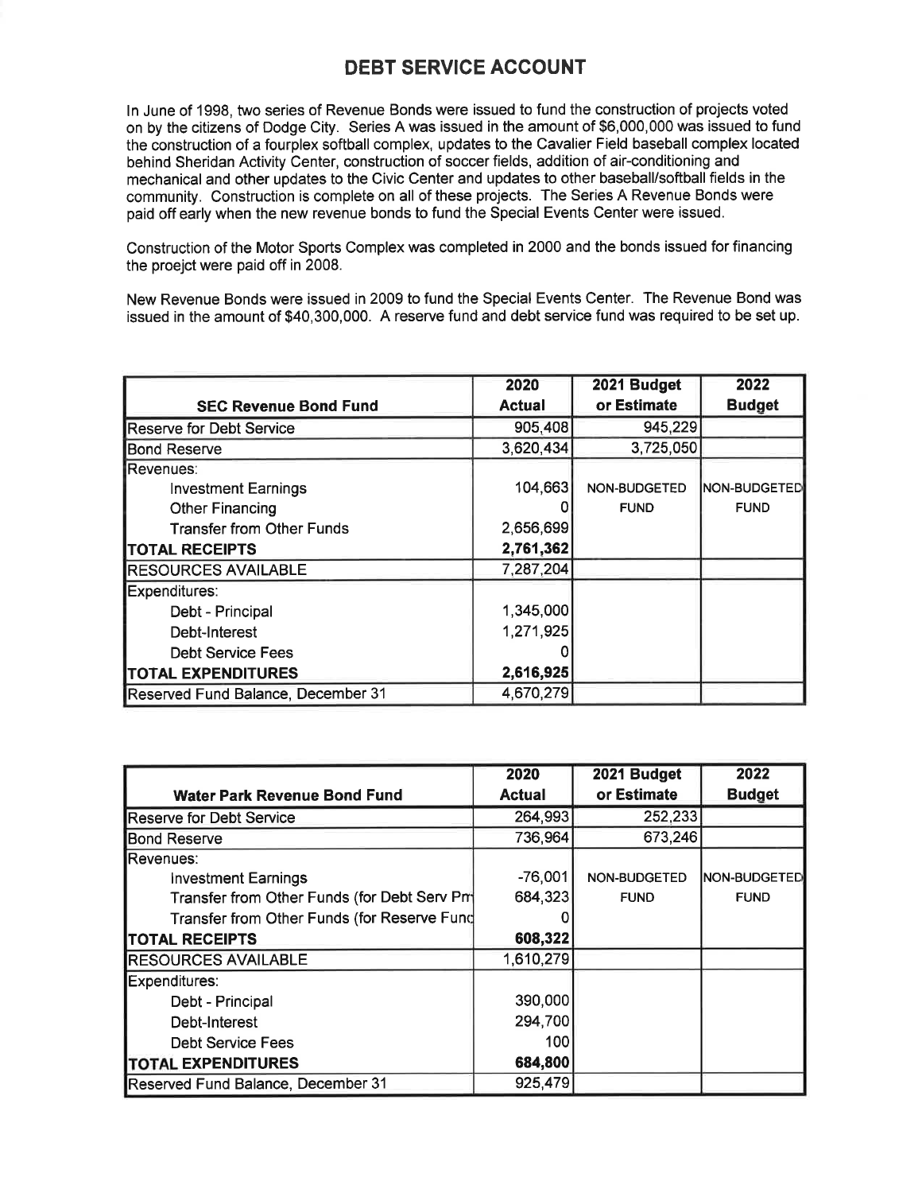# DEBT SERVICE ACCOUNT

In June of 1998, two series of Revenue Bonds were issued to fund the construction of projects voted on by the citizens of Dodge City. Series A was issued in the amount of $6,000,000 was issued to fund the construction of a fourplex softball complex, updates to the Cavalier Field baseball complex located behind Sheridan Activity Center, construction of soccer fields, addition of air-conditioning and mechanical and other updates to the Civic Center and updates to other baseball/softball fields in the community. Construction is complete on all of these projects. The Series A Revenue Bonds were paid off early when the new revenue bonds to fund the Special Events Center were issued.

Construction of the Motor Sports Complex was completed in 2000 and the bonds issued for financing the proejct were paid off in 2008.

New Revenue Bonds were issued in 2009 to fund the Special Events Center. The Revenue Bond was issued in the amount of $40,300,000. A reserve fund and debt service fund was required to be set up.

| SEC Revenue Bond Fund | 2020 Actual | 2021 Budget or Estimate | 2022 Budget |
|---|---|---|---|
| Reserve for Debt Service | 905,408 | 945,229 | |
| Bond Reserve | 3,620,434 | 3,725,050 | |
| Revenues: | | | |
| Investment Earnings | 104,663 | NON-BUDGETED | NON-BUDGETED |
| Other Financing | 0 | FUND | FUND |
| Transfer from Other Funds | 2,656,699 | | |
| **TOTAL RECEIPTS** | **2,761,362** | | |
| RESOURCES AVAILABLE | 7,287,204 | | |
| Expenditures: | | | |
| Debt - Principal | 1,345,000 | | |
| Debt-Interest | 1,271,925 | | |
| Debt Service Fees | 0 | | |
| **TOTAL EXPENDITURES** | **2,616,925** | | |
| Reserved Fund Balance, December 31 | 4,670,279 | | |

| Water Park Revenue Bond Fund | 2020 Actual | 2021 Budget or Estimate | 2022 Budget |
|---|---|---|---|
| Reserve for Debt Service | 264,993 | 252,233 | |
| Bond Reserve | 736,964 | 673,246 | |
| Revenues: | | | |
| Investment Earnings | -76,001 | NON-BUDGETED | NON-BUDGETED |
| Transfer from Other Funds (for Debt Serv Pm | 684,323 | FUND | FUND |
| Transfer from Other Funds (for Reserve Fund | 0 | | |
| **TOTAL RECEIPTS** | **608,322** | | |
| RESOURCES AVAILABLE | 1,610,279 | | |
| Expenditures: | | | |
| Debt - Principal | 390,000 | | |
| Debt-Interest | 294,700 | | |
| Debt Service Fees | 100 | | |
| **TOTAL EXPENDITURES** | **684,800** | | |
| Reserved Fund Balance, December 31 | 925,479 | | |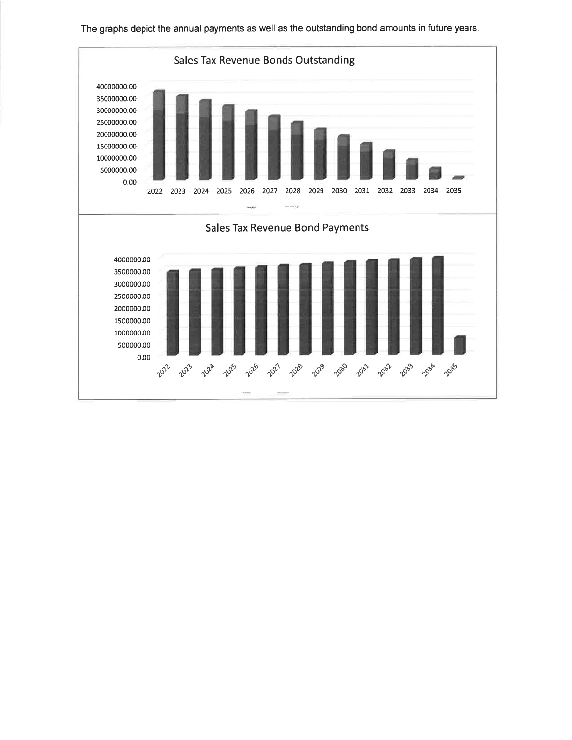The graphs depict the annual payments as well as the outstanding bond amounts in future years.

**Sales Tax Revenue Bonds Outstanding**

40000000.00
35000000.00
30000000.00
25000000.00
20000000.00
15000000.00
10000000.00
5000000.00
0.00

2022 2023 2024 2025 2026 2027 2028 2029 2030 2031 2032 2033 2034 2035

**Sales Tax Revenue Bond Payments**

4000000.00
3500000.00
3000000.00
2500000.00
2000000.00
1500000.00
1000000.00
500000.00
0.00

2022 2023 2024 2025 2026 2027 2028 2029 2030 2031 2032 2033 2034 2035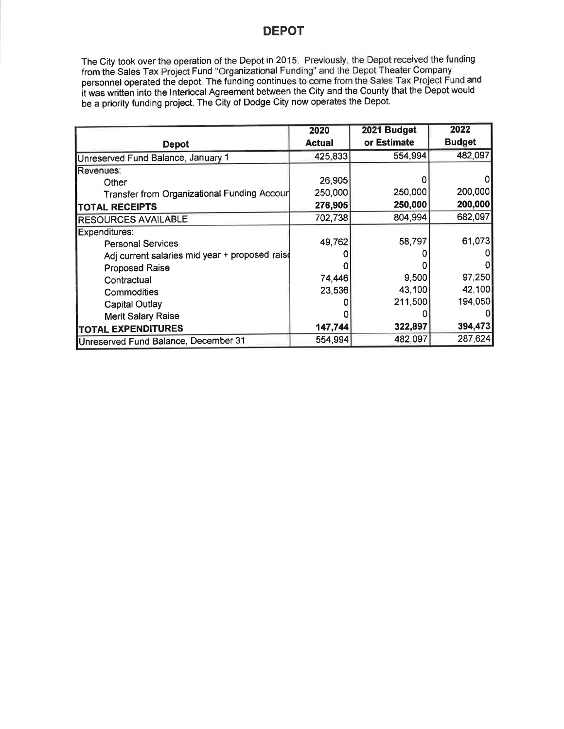# DEPOT

The City took over the operation of the Depot in 2015. Previously, the Depot received the funding from the Sales Tax Project Fund "Organizational Funding" and the Depot Theater Company personnel operated the depot. The funding continues to come from the Sales Tax Project Fund and it was written into the Interlocal Agreement between the City and the County that the Depot would be a priority funding project. The City of Dodge City now operates the Depot.

| Depot | 2020 Actual | 2021 Budget or Estimate | 2022 Budget |
|---|---|---|---|
| Unreserved Fund Balance, January 1 | 425,833 | 554,994 | 482,097 |
| Revenues: | | | |
| Other | 26,905 | 0 | 0 |
| Transfer from Organizational Funding Accour | 250,000 | 250,000 | 200,000 |
| **TOTAL RECEIPTS** | **276,905** | **250,000** | **200,000** |
| RESOURCES AVAILABLE | 702,738 | 804,994 | 682,097 |
| Expenditures: | | | |
| Personal Services | 49,762 | 58,797 | 61,073 |
| Adj current salaries mid year + proposed raise | 0 | 0 | 0 |
| Proposed Raise | 0 | 0 | 0 |
| Contractual | 74,446 | 9,500 | 97,250 |
| Commodities | 23,536 | 43,100 | 42,100 |
| Capital Outlay | 0 | 211,500 | 194,050 |
| Merit Salary Raise | 0 | 0 | 0 |
| **TOTAL EXPENDITURES** | **147,744** | **322,897** | **394,473** |
| Unreserved Fund Balance, December 31 | 554,994 | 482,097 | 287,624 |